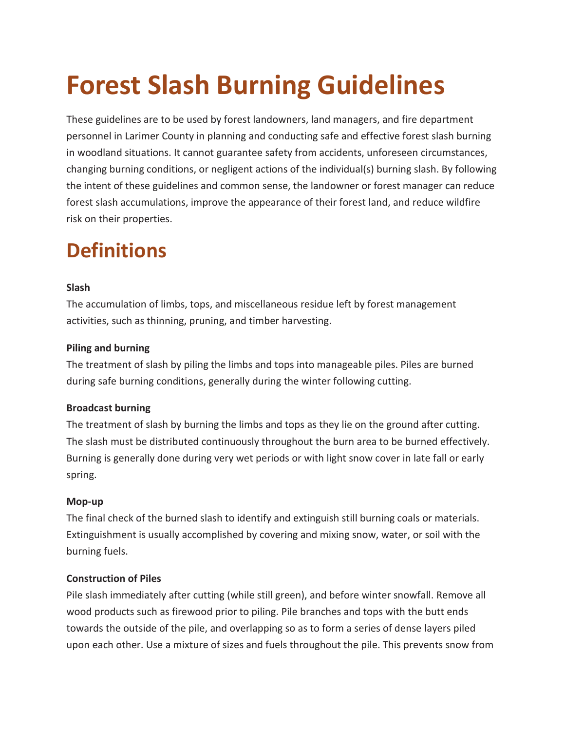# Forest Slash Burning Guidelines

These guidelines are to be used by forest landowners, land managers, and fire department personnel in Larimer County in planning and conducting safe and effective forest slash burning in woodland situations. It cannot guarantee safety from accidents, unforeseen circumstances, changing burning conditions, or negligent actions of the individual(s) burning slash. By following the intent of these guidelines and common sense, the landowner or forest manager can reduce forest slash accumulations, improve the appearance of their forest land, and reduce wildfire risk on their properties.

## Definitions

**Slash**

The accumulation of limbs, tops, and miscellaneous residue left by forest management activities, such as thinning, pruning, and timber harvesting.

**Piling and burning**

The treatment of slash by piling the limbs and tops into manageable piles. Piles are burned during safe burning conditions, generally during the winter following cutting.

**Broadcast burning**

The treatment of slash by burning the limbs and tops as they lie on the ground after cutting. The slash must be distributed continuously throughout the burn area to be burned effectively. Burning is generally done during very wet periods or with light snow cover in late fall or early spring.

**Mop-up**

The final check of the burned slash to identify and extinguish still burning coals or materials. Extinguishment is usually accomplished by covering and mixing snow, water, or soil with the burning fuels.

**Construction of Piles**

Pile slash immediately after cutting (while still green), and before winter snowfall. Remove all wood products such as firewood prior to piling. Pile branches and tops with the butt ends towards the outside of the pile, and overlapping so as to form a series of dense layers piled upon each other. Use a mixture of sizes and fuels throughout the pile. This prevents snow from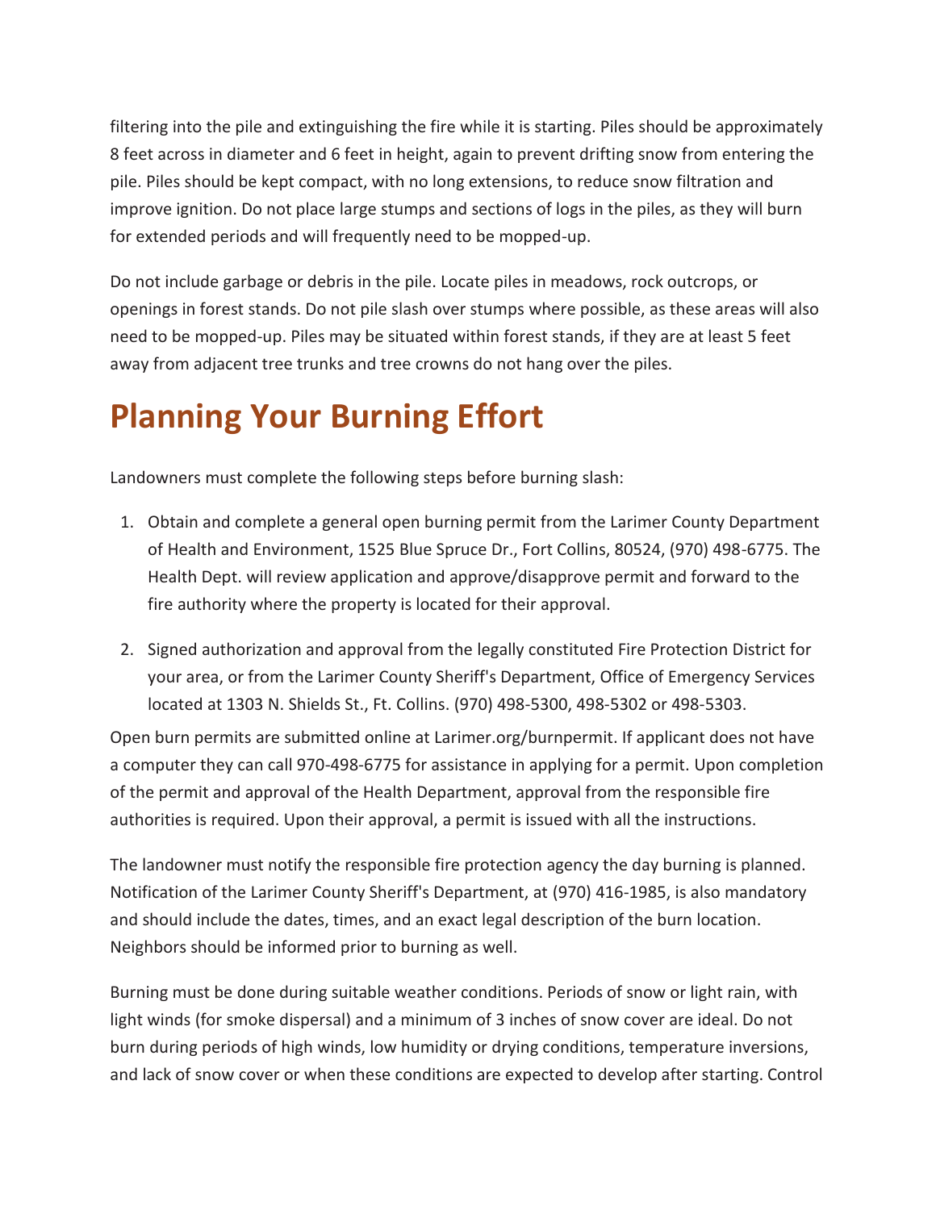filtering into the pile and extinguishing the fire while it is starting. Piles should be approximately 8 feet across in diameter and 6 feet in height, again to prevent drifting snow from entering the pile. Piles should be kept compact, with no long extensions, to reduce snow filtration and improve ignition. Do not place large stumps and sections of logs in the piles, as they will burn for extended periods and will frequently need to be mopped-up.

Do not include garbage or debris in the pile. Locate piles in meadows, rock outcrops, or openings in forest stands. Do not pile slash over stumps where possible, as these areas will also need to be mopped-up. Piles may be situated within forest stands, if they are at least 5 feet away from adjacent tree trunks and tree crowns do not hang over the piles.

# Planning Your Burning Effort

Landowners must complete the following steps before burning slash:

1. Obtain and complete a general open burning permit from the Larimer County Department of Health and Environment, 1525 Blue Spruce Dr., Fort Collins, 80524, (970) 498-6775. The Health Dept. will review application and approve/disapprove permit and forward to the fire authority where the property is located for their approval.

2. Signed authorization and approval from the legally constituted Fire Protection District for your area, or from the Larimer County Sheriff's Department, Office of Emergency Services located at 1303 N. Shields St., Ft. Collins. (970) 498-5300, 498-5302 or 498-5303.

Open burn permits are submitted online at Larimer.org/burnpermit. If applicant does not have a computer they can call 970-498-6775 for assistance in applying for a permit. Upon completion of the permit and approval of the Health Department, approval from the responsible fire authorities is required. Upon their approval, a permit is issued with all the instructions.

The landowner must notify the responsible fire protection agency the day burning is planned. Notification of the Larimer County Sheriff's Department, at (970) 416-1985, is also mandatory and should include the dates, times, and an exact legal description of the burn location. Neighbors should be informed prior to burning as well.

Burning must be done during suitable weather conditions. Periods of snow or light rain, with light winds (for smoke dispersal) and a minimum of 3 inches of snow cover are ideal. Do not burn during periods of high winds, low humidity or drying conditions, temperature inversions, and lack of snow cover or when these conditions are expected to develop after starting. Control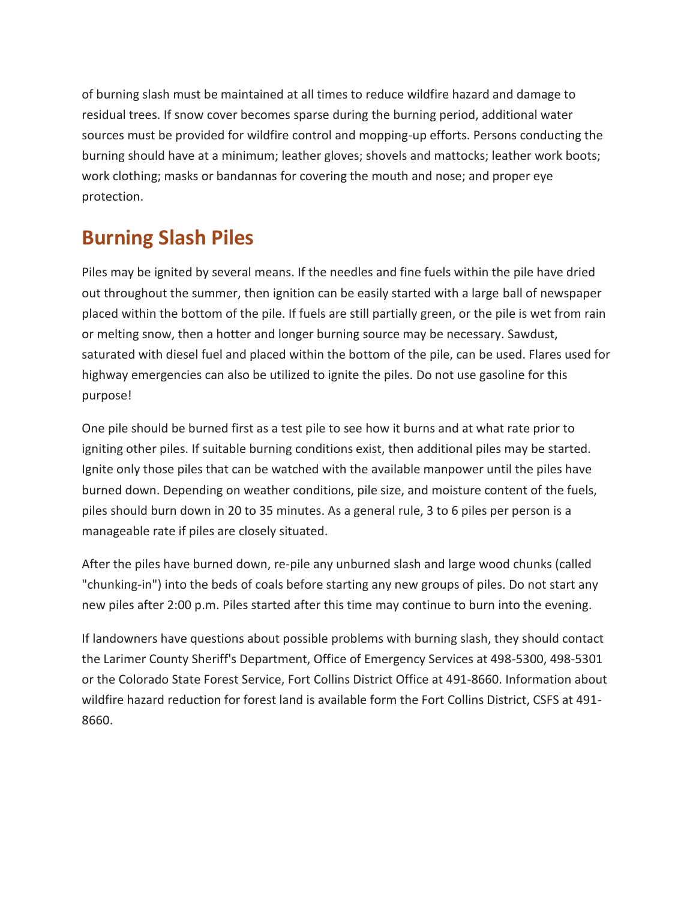of burning slash must be maintained at all times to reduce wildfire hazard and damage to residual trees. If snow cover becomes sparse during the burning period, additional water sources must be provided for wildfire control and mopping-up efforts. Persons conducting the burning should have at a minimum; leather gloves; shovels and mattocks; leather work boots; work clothing; masks or bandannas for covering the mouth and nose; and proper eye protection.

## Burning Slash Piles

Piles may be ignited by several means. If the needles and fine fuels within the pile have dried out throughout the summer, then ignition can be easily started with a large ball of newspaper placed within the bottom of the pile. If fuels are still partially green, or the pile is wet from rain or melting snow, then a hotter and longer burning source may be necessary. Sawdust, saturated with diesel fuel and placed within the bottom of the pile, can be used. Flares used for highway emergencies can also be utilized to ignite the piles. Do not use gasoline for this purpose!

One pile should be burned first as a test pile to see how it burns and at what rate prior to igniting other piles. If suitable burning conditions exist, then additional piles may be started. Ignite only those piles that can be watched with the available manpower until the piles have burned down. Depending on weather conditions, pile size, and moisture content of the fuels, piles should burn down in 20 to 35 minutes. As a general rule, 3 to 6 piles per person is a manageable rate if piles are closely situated.

After the piles have burned down, re-pile any unburned slash and large wood chunks (called "chunking-in") into the beds of coals before starting any new groups of piles. Do not start any new piles after 2:00 p.m. Piles started after this time may continue to burn into the evening.

If landowners have questions about possible problems with burning slash, they should contact the Larimer County Sheriff's Department, Office of Emergency Services at 498-5300, 498-5301 or the Colorado State Forest Service, Fort Collins District Office at 491-8660. Information about wildfire hazard reduction for forest land is available form the Fort Collins District, CSFS at 491-8660.